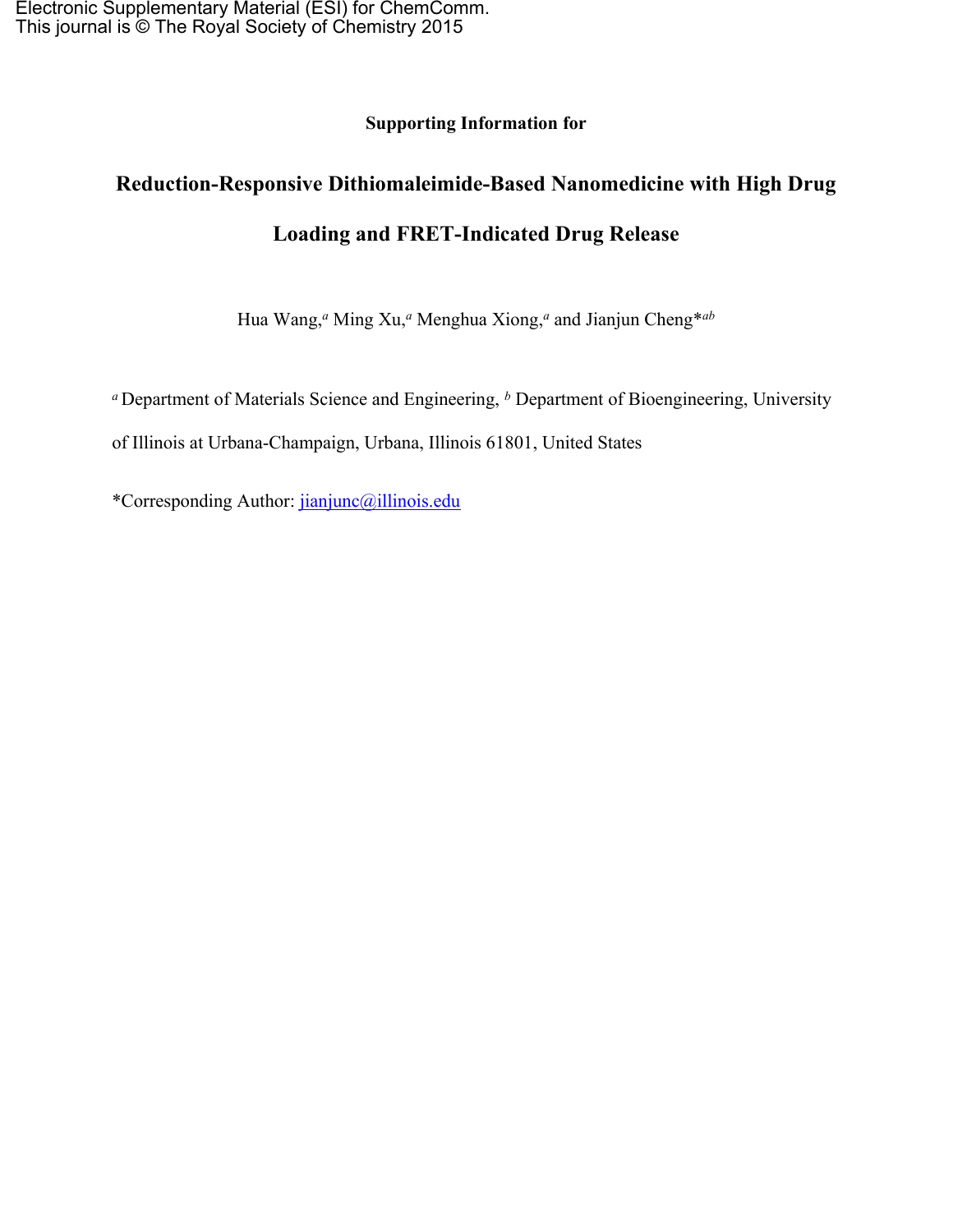Electronic Supplementary Material (ESI) for ChemComm.
This journal is © The Royal Society of Chemistry 2015

**Supporting Information for**

# Reduction-Responsive Dithiomaleimide-Based Nanomedicine with High Drug Loading and FRET-Indicated Drug Release

Hua Wang,[a] Ming Xu,[a] Menghua Xiong,[a] and Jianjun Cheng*[ab]

[a] Department of Materials Science and Engineering, [b] Department of Bioengineering, University of Illinois at Urbana-Champaign, Urbana, Illinois 61801, United States

*Corresponding Author: jianjunc@illinois.edu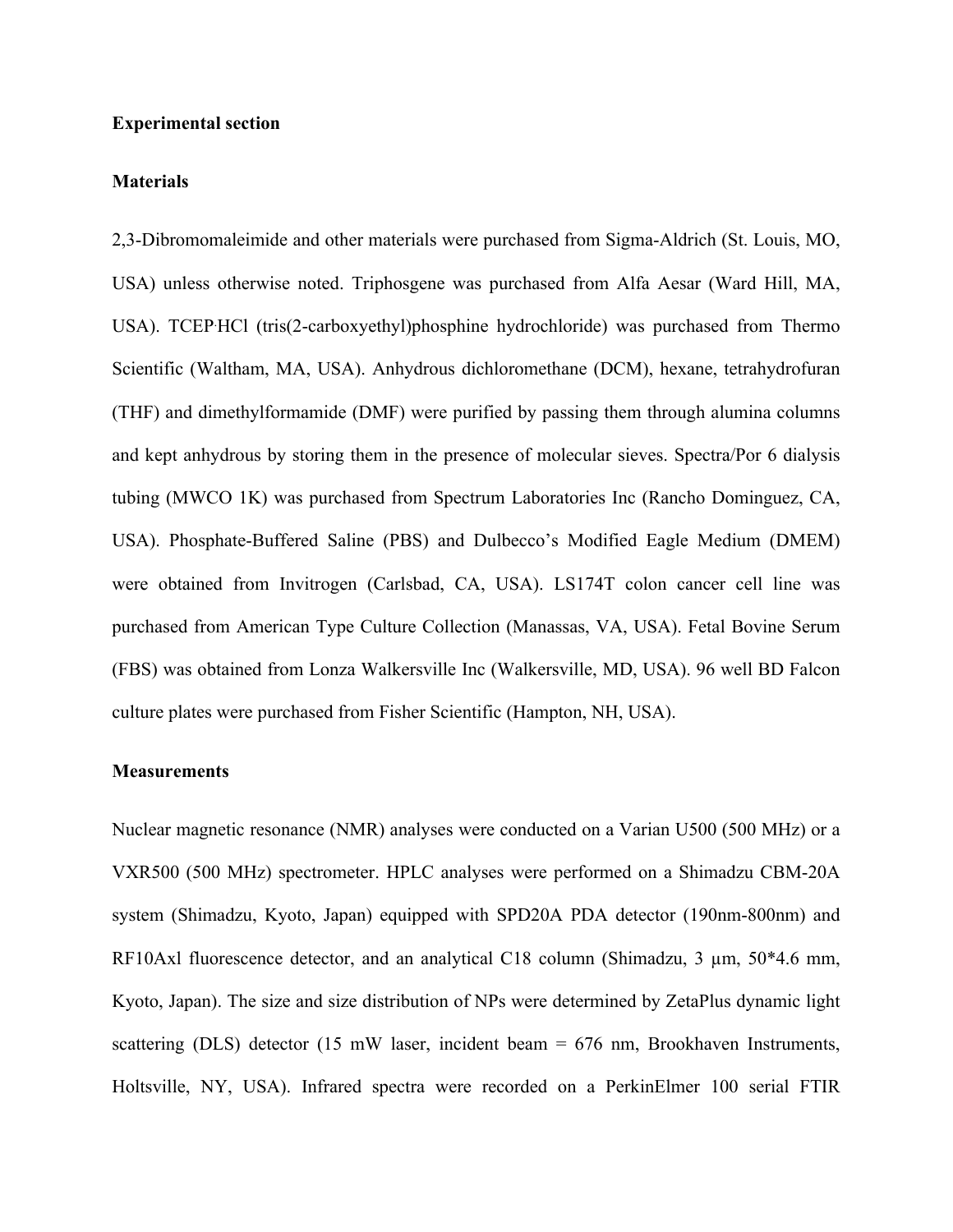**Experimental section**

**Materials**

2,3-Dibromomaleimide and other materials were purchased from Sigma-Aldrich (St. Louis, MO, USA) unless otherwise noted. Triphosgene was purchased from Alfa Aesar (Ward Hill, MA, USA). TCEP·HCl (tris(2-carboxyethyl)phosphine hydrochloride) was purchased from Thermo Scientific (Waltham, MA, USA). Anhydrous dichloromethane (DCM), hexane, tetrahydrofuran (THF) and dimethylformamide (DMF) were purified by passing them through alumina columns and kept anhydrous by storing them in the presence of molecular sieves. Spectra/Por 6 dialysis tubing (MWCO 1K) was purchased from Spectrum Laboratories Inc (Rancho Dominguez, CA, USA). Phosphate-Buffered Saline (PBS) and Dulbecco's Modified Eagle Medium (DMEM) were obtained from Invitrogen (Carlsbad, CA, USA). LS174T colon cancer cell line was purchased from American Type Culture Collection (Manassas, VA, USA). Fetal Bovine Serum (FBS) was obtained from Lonza Walkersville Inc (Walkersville, MD, USA). 96 well BD Falcon culture plates were purchased from Fisher Scientific (Hampton, NH, USA).

**Measurements**

Nuclear magnetic resonance (NMR) analyses were conducted on a Varian U500 (500 MHz) or a VXR500 (500 MHz) spectrometer. HPLC analyses were performed on a Shimadzu CBM-20A system (Shimadzu, Kyoto, Japan) equipped with SPD20A PDA detector (190nm-800nm) and RF10Axl fluorescence detector, and an analytical C18 column (Shimadzu, 3 μm, 50*4.6 mm, Kyoto, Japan). The size and size distribution of NPs were determined by ZetaPlus dynamic light scattering (DLS) detector (15 mW laser, incident beam = 676 nm, Brookhaven Instruments, Holtsville, NY, USA). Infrared spectra were recorded on a PerkinElmer 100 serial FTIR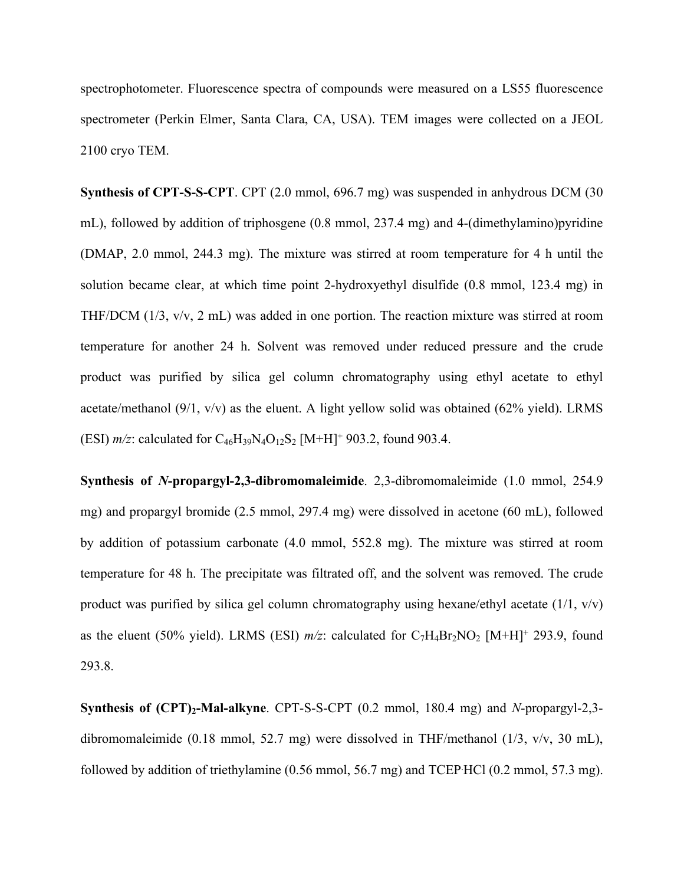spectrophotometer. Fluorescence spectra of compounds were measured on a LS55 fluorescence spectrometer (Perkin Elmer, Santa Clara, CA, USA). TEM images were collected on a JEOL 2100 cryo TEM.

**Synthesis of CPT-S-S-CPT**. CPT (2.0 mmol, 696.7 mg) was suspended in anhydrous DCM (30 mL), followed by addition of triphosgene (0.8 mmol, 237.4 mg) and 4-(dimethylamino)pyridine (DMAP, 2.0 mmol, 244.3 mg). The mixture was stirred at room temperature for 4 h until the solution became clear, at which time point 2-hydroxyethyl disulfide (0.8 mmol, 123.4 mg) in THF/DCM (1/3, v/v, 2 mL) was added in one portion. The reaction mixture was stirred at room temperature for another 24 h. Solvent was removed under reduced pressure and the crude product was purified by silica gel column chromatography using ethyl acetate to ethyl acetate/methanol (9/1, v/v) as the eluent. A light yellow solid was obtained (62% yield). LRMS (ESI) *m/z*: calculated for $C_{46}H_{39}N_4O_{12}S_2$ $[M+H]^+$ 903.2, found 903.4.

**Synthesis of *N*-propargyl-2,3-dibromomaleimide**. 2,3-dibromomaleimide (1.0 mmol, 254.9 mg) and propargyl bromide (2.5 mmol, 297.4 mg) were dissolved in acetone (60 mL), followed by addition of potassium carbonate (4.0 mmol, 552.8 mg). The mixture was stirred at room temperature for 48 h. The precipitate was filtrated off, and the solvent was removed. The crude product was purified by silica gel column chromatography using hexane/ethyl acetate (1/1, v/v) as the eluent (50% yield). LRMS (ESI) *m/z*: calculated for $C_7H_4Br_2NO_2$ $[M+H]^+$ 293.9, found 293.8.

**Synthesis of (CPT)$_2$-Mal-alkyne**. CPT-S-S-CPT (0.2 mmol, 180.4 mg) and *N*-propargyl-2,3-dibromomaleimide (0.18 mmol, 52.7 mg) were dissolved in THF/methanol (1/3, v/v, 30 mL), followed by addition of triethylamine (0.56 mmol, 56.7 mg) and TCEP·HCl (0.2 mmol, 57.3 mg).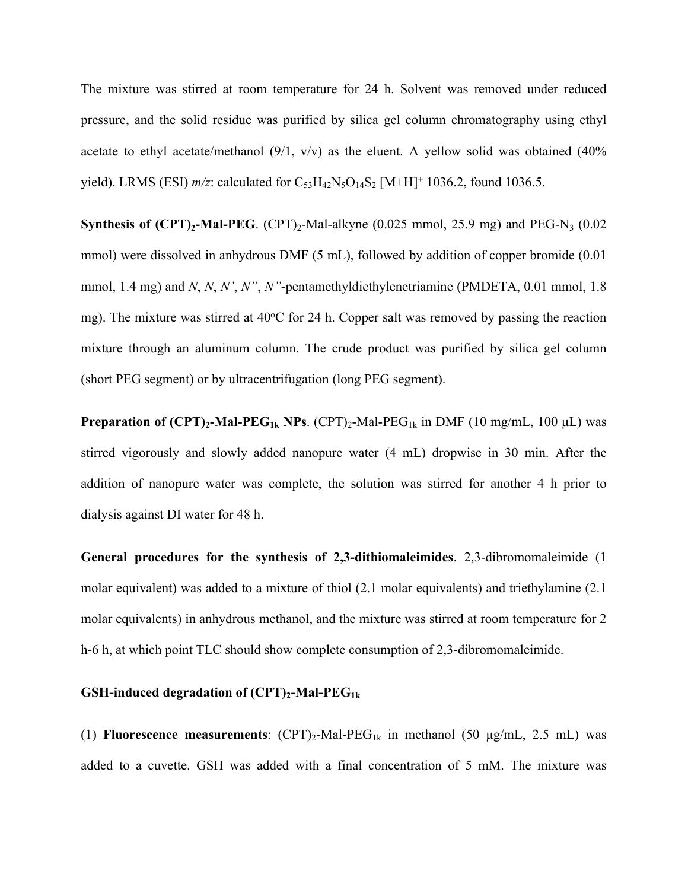The mixture was stirred at room temperature for 24 h. Solvent was removed under reduced pressure, and the solid residue was purified by silica gel column chromatography using ethyl acetate to ethyl acetate/methanol (9/1, v/v) as the eluent. A yellow solid was obtained (40% yield). LRMS (ESI) *m/z*: calculated for $C_{53}H_{42}N_5O_{14}S_2$ $[M+H]^+$ 1036.2, found 1036.5.

**Synthesis of $(CPT)_2$-Mal-PEG**. $(CPT)_2$-Mal-alkyne (0.025 mmol, 25.9 mg) and PEG-$N_3$ (0.02 mmol) were dissolved in anhydrous DMF (5 mL), followed by addition of copper bromide (0.01 mmol, 1.4 mg) and *N*, *N*, *N'*, *N''*, *N''*-pentamethyldiethylenetriamine (PMDETA, 0.01 mmol, 1.8 mg). The mixture was stirred at 40°C for 24 h. Copper salt was removed by passing the reaction mixture through an aluminum column. The crude product was purified by silica gel column (short PEG segment) or by ultracentrifugation (long PEG segment).

**Preparation of $(CPT)_2$-Mal-$PEG_{1k}$ NPs**. $(CPT)_2$-Mal-$PEG_{1k}$ in DMF (10 mg/mL, 100 μL) was stirred vigorously and slowly added nanopure water (4 mL) dropwise in 30 min. After the addition of nanopure water was complete, the solution was stirred for another 4 h prior to dialysis against DI water for 48 h.

**General procedures for the synthesis of 2,3-dithiomaleimides**. 2,3-dibromomaleimide (1 molar equivalent) was added to a mixture of thiol (2.1 molar equivalents) and triethylamine (2.1 molar equivalents) in anhydrous methanol, and the mixture was stirred at room temperature for 2 h-6 h, at which point TLC should show complete consumption of 2,3-dibromomaleimide.

**GSH-induced degradation of $(CPT)_2$-Mal-$PEG_{1k}$**

(1) **Fluorescence measurements**: $(CPT)_2$-Mal-$PEG_{1k}$ in methanol (50 μg/mL, 2.5 mL) was added to a cuvette. GSH was added with a final concentration of 5 mM. The mixture was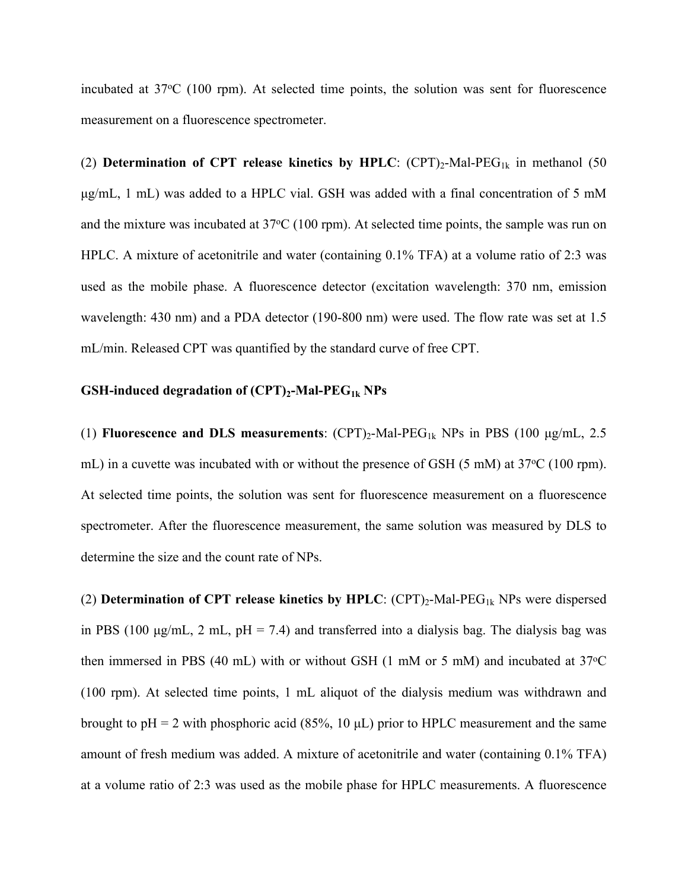incubated at 37°C (100 rpm). At selected time points, the solution was sent for fluorescence measurement on a fluorescence spectrometer.

(2) **Determination of CPT release kinetics by HPLC**: $(CPT)_2$-Mal-$PEG_{1k}$ in methanol (50 μg/mL, 1 mL) was added to a HPLC vial. GSH was added with a final concentration of 5 mM and the mixture was incubated at 37°C (100 rpm). At selected time points, the sample was run on HPLC. A mixture of acetonitrile and water (containing 0.1% TFA) at a volume ratio of 2:3 was used as the mobile phase. A fluorescence detector (excitation wavelength: 370 nm, emission wavelength: 430 nm) and a PDA detector (190-800 nm) were used. The flow rate was set at 1.5 mL/min. Released CPT was quantified by the standard curve of free CPT.

**GSH-induced degradation of $(CPT)_2$-Mal-$PEG_{1k}$ NPs**

(1) **Fluorescence and DLS measurements**: $(CPT)_2$-Mal-$PEG_{1k}$ NPs in PBS (100 μg/mL, 2.5 mL) in a cuvette was incubated with or without the presence of GSH (5 mM) at 37°C (100 rpm). At selected time points, the solution was sent for fluorescence measurement on a fluorescence spectrometer. After the fluorescence measurement, the same solution was measured by DLS to determine the size and the count rate of NPs.

(2) **Determination of CPT release kinetics by HPLC**: $(CPT)_2$-Mal-$PEG_{1k}$ NPs were dispersed in PBS (100 μg/mL, 2 mL, pH = 7.4) and transferred into a dialysis bag. The dialysis bag was then immersed in PBS (40 mL) with or without GSH (1 mM or 5 mM) and incubated at 37°C (100 rpm). At selected time points, 1 mL aliquot of the dialysis medium was withdrawn and brought to pH = 2 with phosphoric acid (85%, 10 μL) prior to HPLC measurement and the same amount of fresh medium was added. A mixture of acetonitrile and water (containing 0.1% TFA) at a volume ratio of 2:3 was used as the mobile phase for HPLC measurements. A fluorescence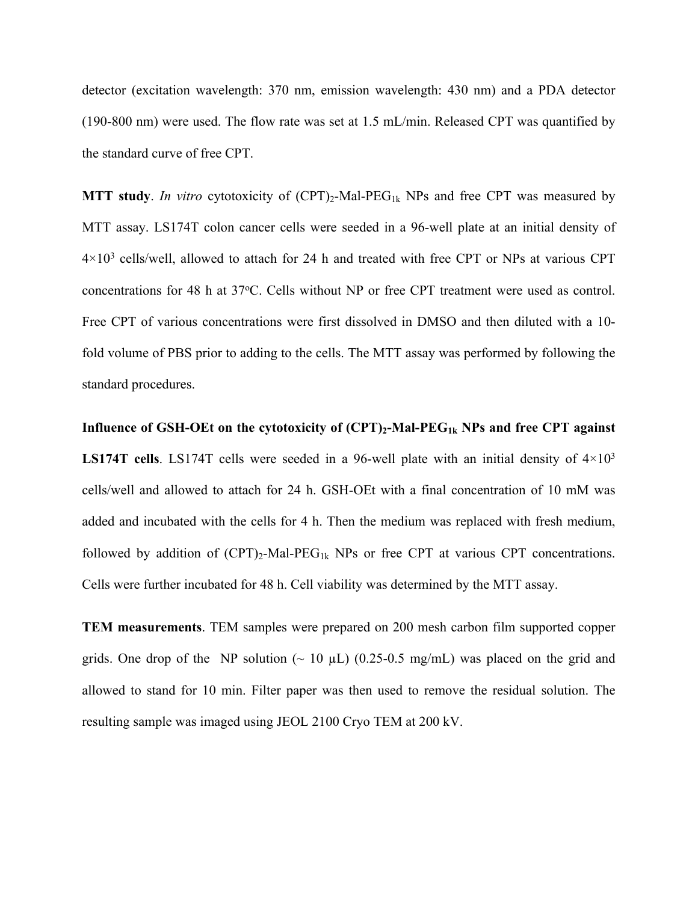detector (excitation wavelength: 370 nm, emission wavelength: 430 nm) and a PDA detector (190-800 nm) were used. The flow rate was set at 1.5 mL/min. Released CPT was quantified by the standard curve of free CPT.

**MTT study**. *In vitro* cytotoxicity of $(CPT)_2$-Mal-$PEG_{1k}$ NPs and free CPT was measured by MTT assay. LS174T colon cancer cells were seeded in a 96-well plate at an initial density of $4\times10^3$ cells/well, allowed to attach for 24 h and treated with free CPT or NPs at various CPT concentrations for 48 h at 37°C. Cells without NP or free CPT treatment were used as control. Free CPT of various concentrations were first dissolved in DMSO and then diluted with a 10-fold volume of PBS prior to adding to the cells. The MTT assay was performed by following the standard procedures.

**Influence of GSH-OEt on the cytotoxicity of $(CPT)_2$-Mal-$PEG_{1k}$ NPs and free CPT against LS174T cells**. LS174T cells were seeded in a 96-well plate with an initial density of $4\times10^3$ cells/well and allowed to attach for 24 h. GSH-OEt with a final concentration of 10 mM was added and incubated with the cells for 4 h. Then the medium was replaced with fresh medium, followed by addition of $(CPT)_2$-Mal-$PEG_{1k}$ NPs or free CPT at various CPT concentrations. Cells were further incubated for 48 h. Cell viability was determined by the MTT assay.

**TEM measurements**. TEM samples were prepared on 200 mesh carbon film supported copper grids. One drop of the NP solution (~ 10 μL) (0.25-0.5 mg/mL) was placed on the grid and allowed to stand for 10 min. Filter paper was then used to remove the residual solution. The resulting sample was imaged using JEOL 2100 Cryo TEM at 200 kV.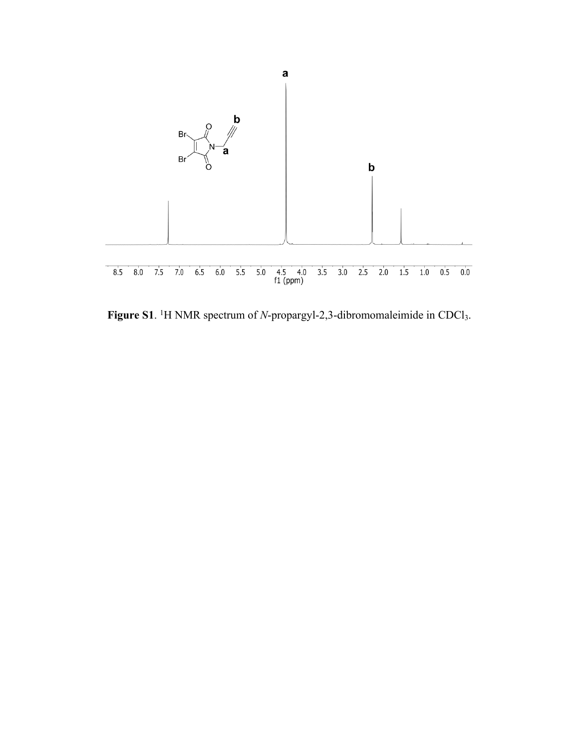**Figure S1**. $^{1}H$ NMR spectrum of *N*-propargyl-2,3-dibromomaleimide in $CDCl_3$.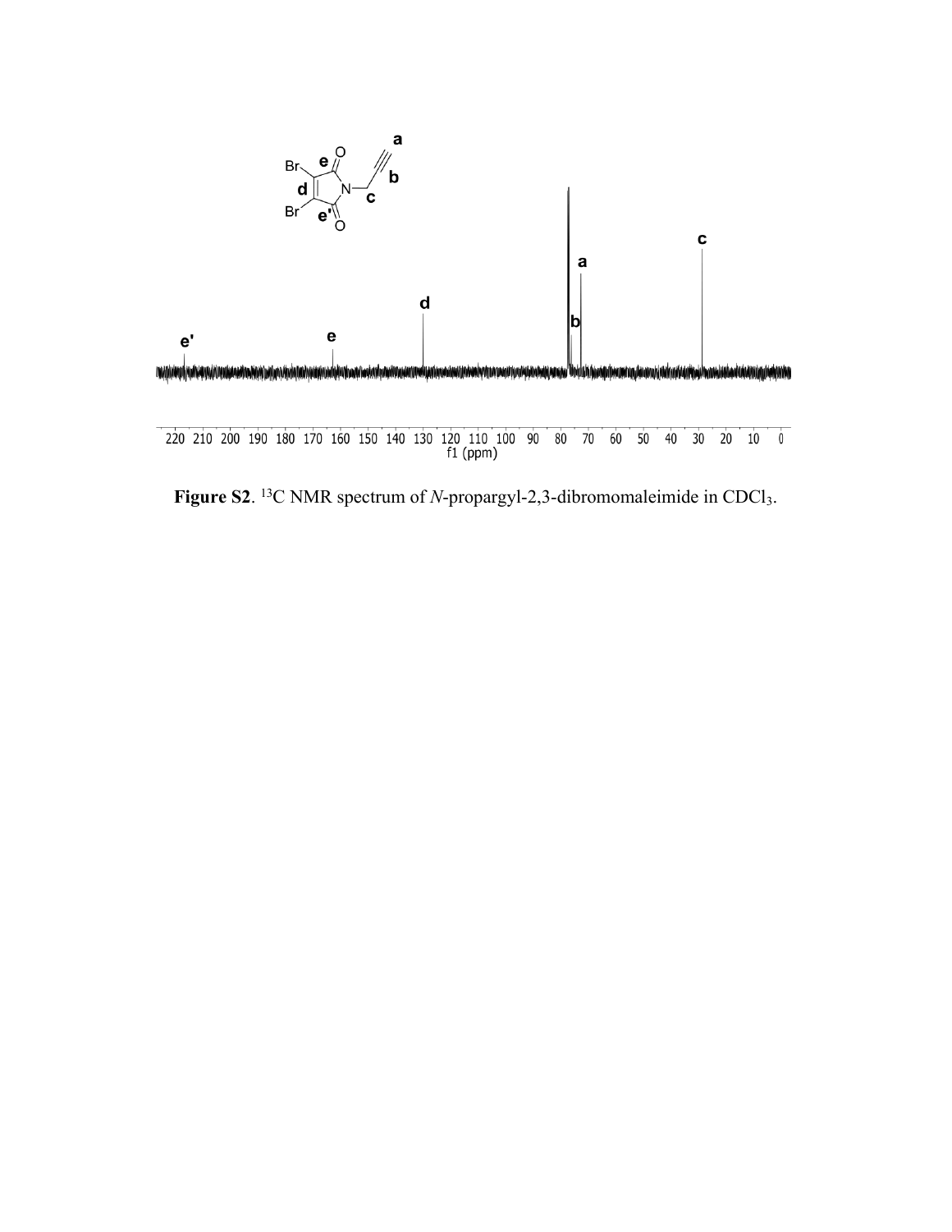**Figure S2**. $^{13}C$ NMR spectrum of *N*-propargyl-2,3-dibromomaleimide in $CDCl_3$.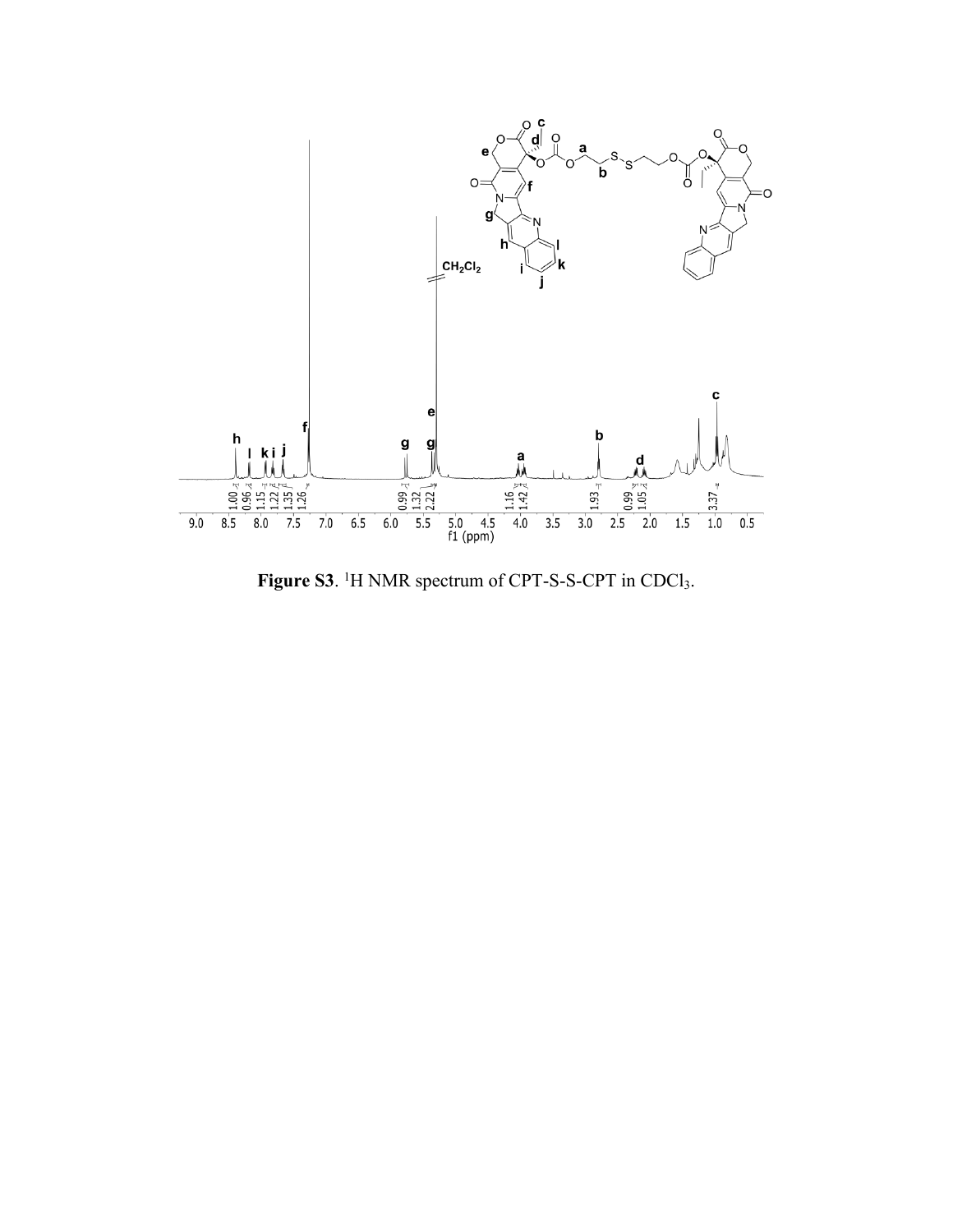**Figure S3**. $^{1}$H NMR spectrum of CPT-S-S-CPT in $CDCl_3$.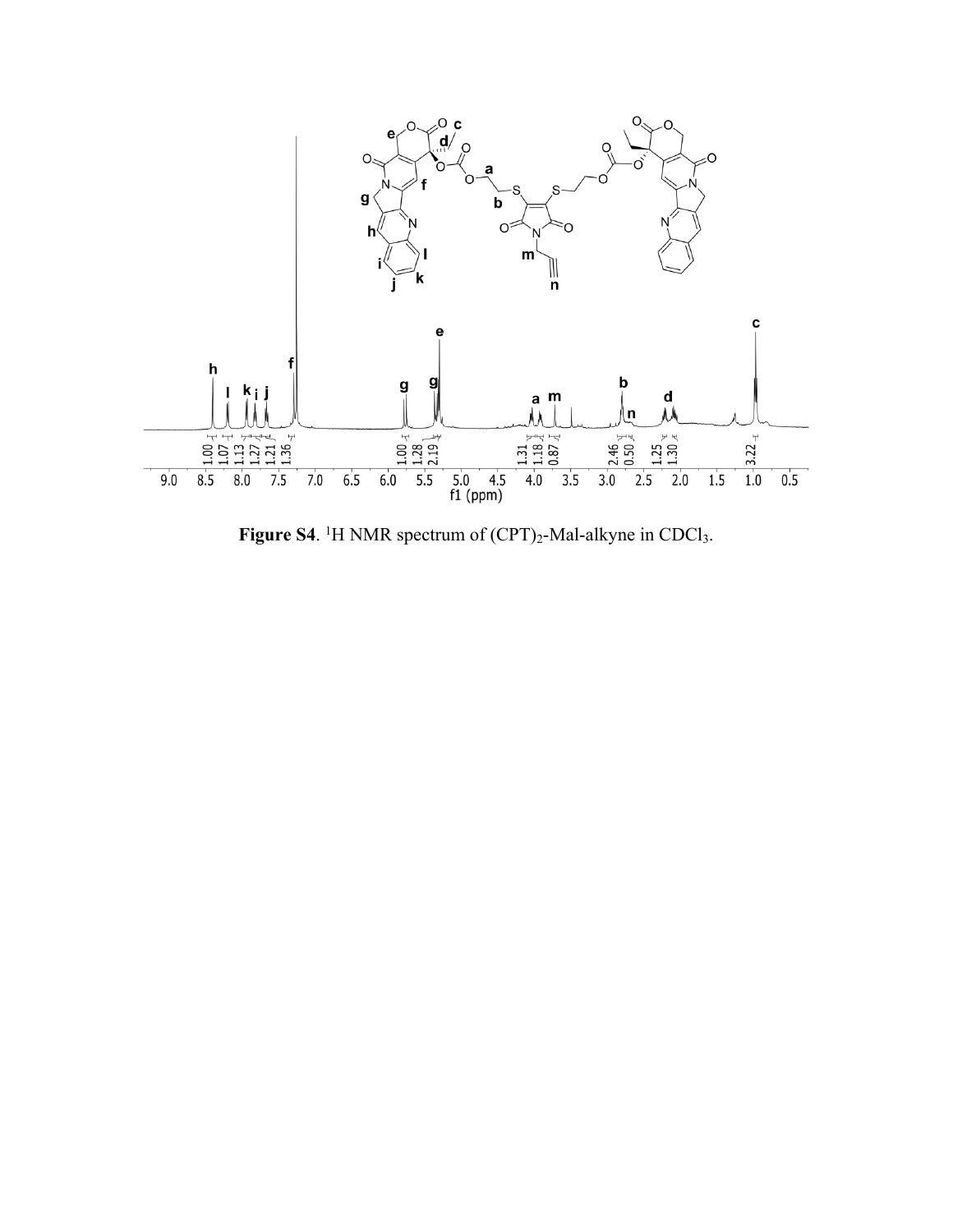**Figure S4**. $^{1}H$ NMR spectrum of $(CPT)_2$-Mal-alkyne in $CDCl_3$.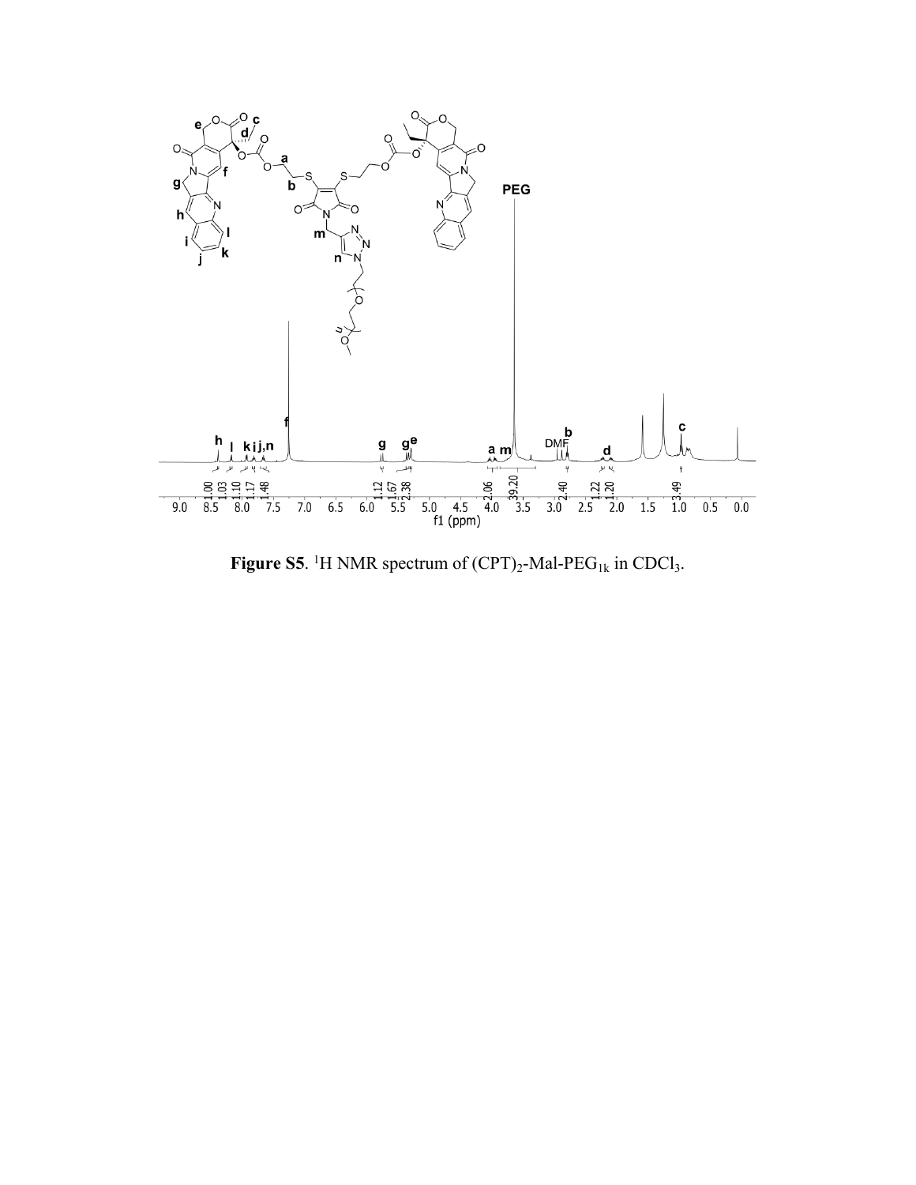**Figure S5**. $^{1}H$ NMR spectrum of $(CPT)_2$-Mal-$PEG_{1k}$ in $CDCl_3$.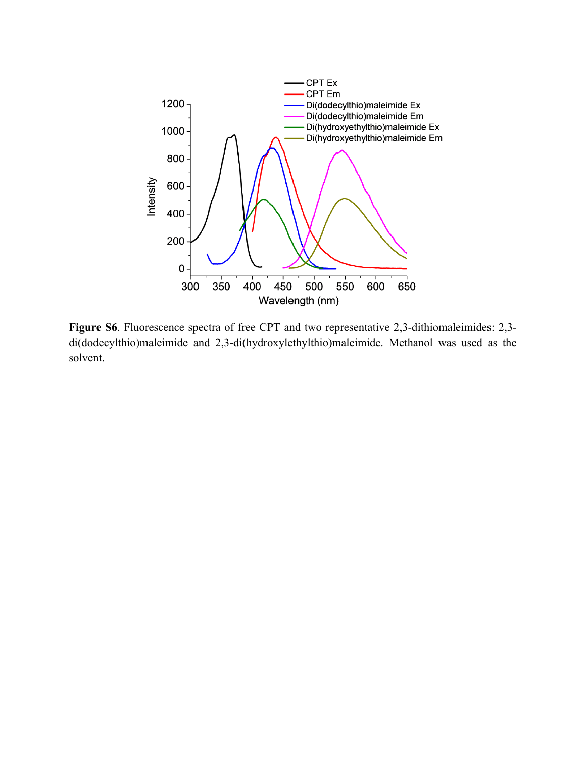**Figure S6**. Fluorescence spectra of free CPT and two representative 2,3-dithiomaleimides: 2,3-di(dodecylthio)maleimide and 2,3-di(hydroxylethylthio)maleimide. Methanol was used as the solvent.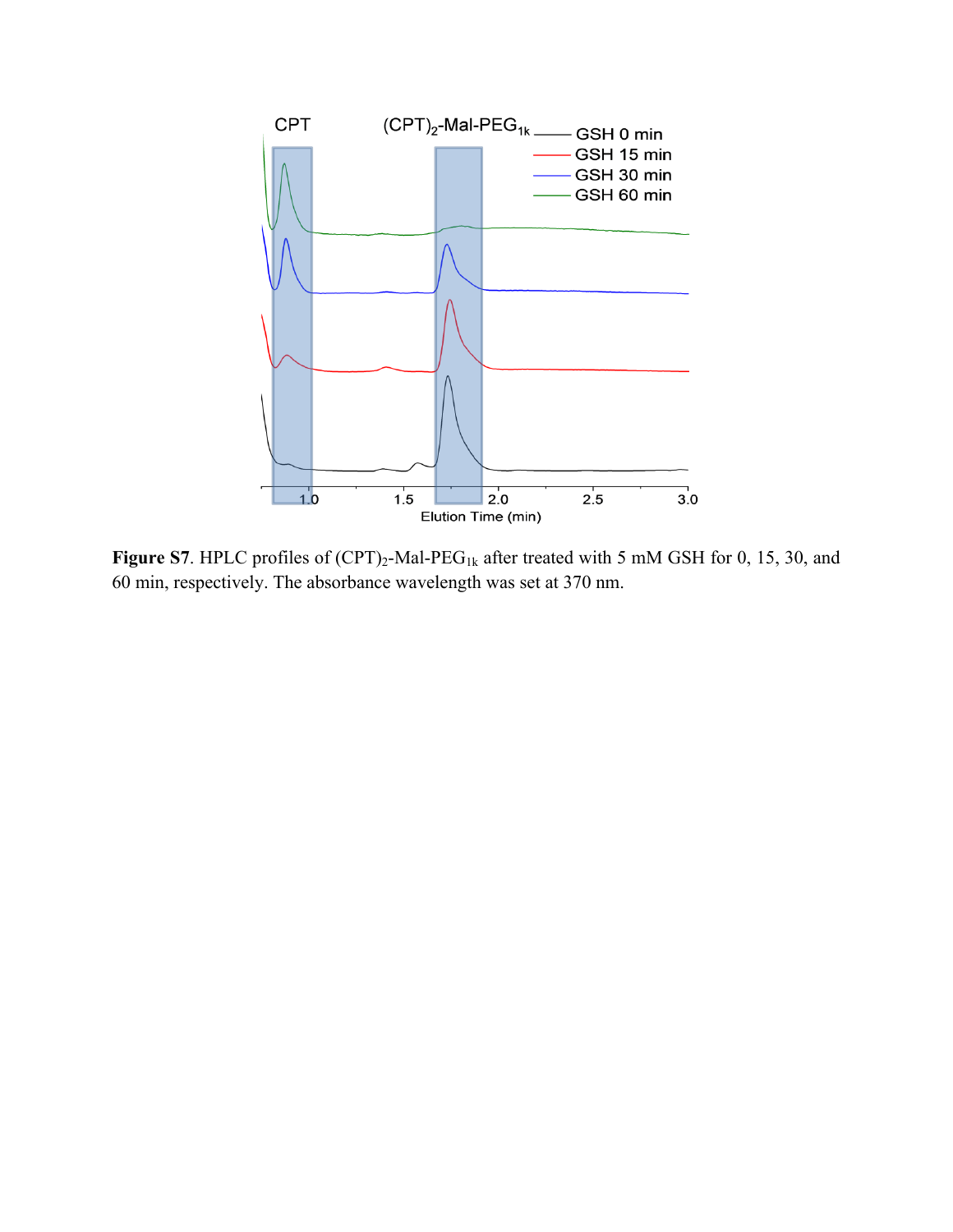**Figure S7**. HPLC profiles of $(CPT)_2$-Mal-$PEG_{1k}$ after treated with 5 mM GSH for 0, 15, 30, and 60 min, respectively. The absorbance wavelength was set at 370 nm.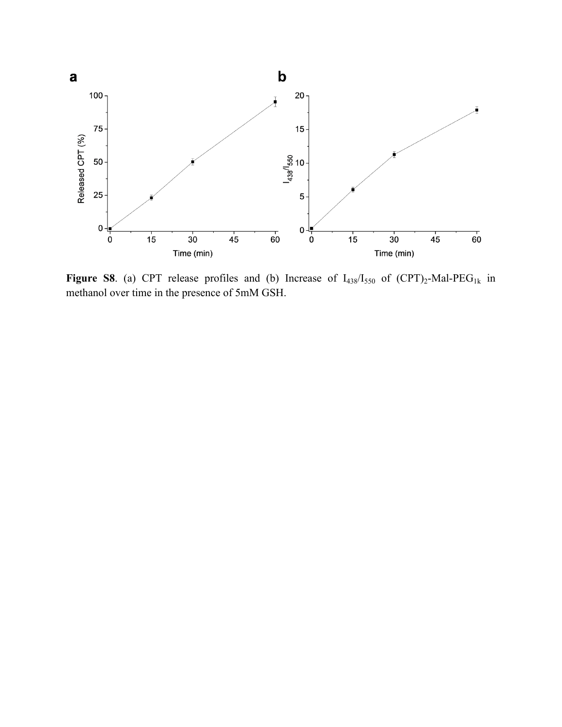**Figure S8**. (a) CPT release profiles and (b) Increase of $I_{438}/I_{550}$ of $(CPT)_2$-Mal-$PEG_{1k}$ in methanol over time in the presence of 5mM GSH.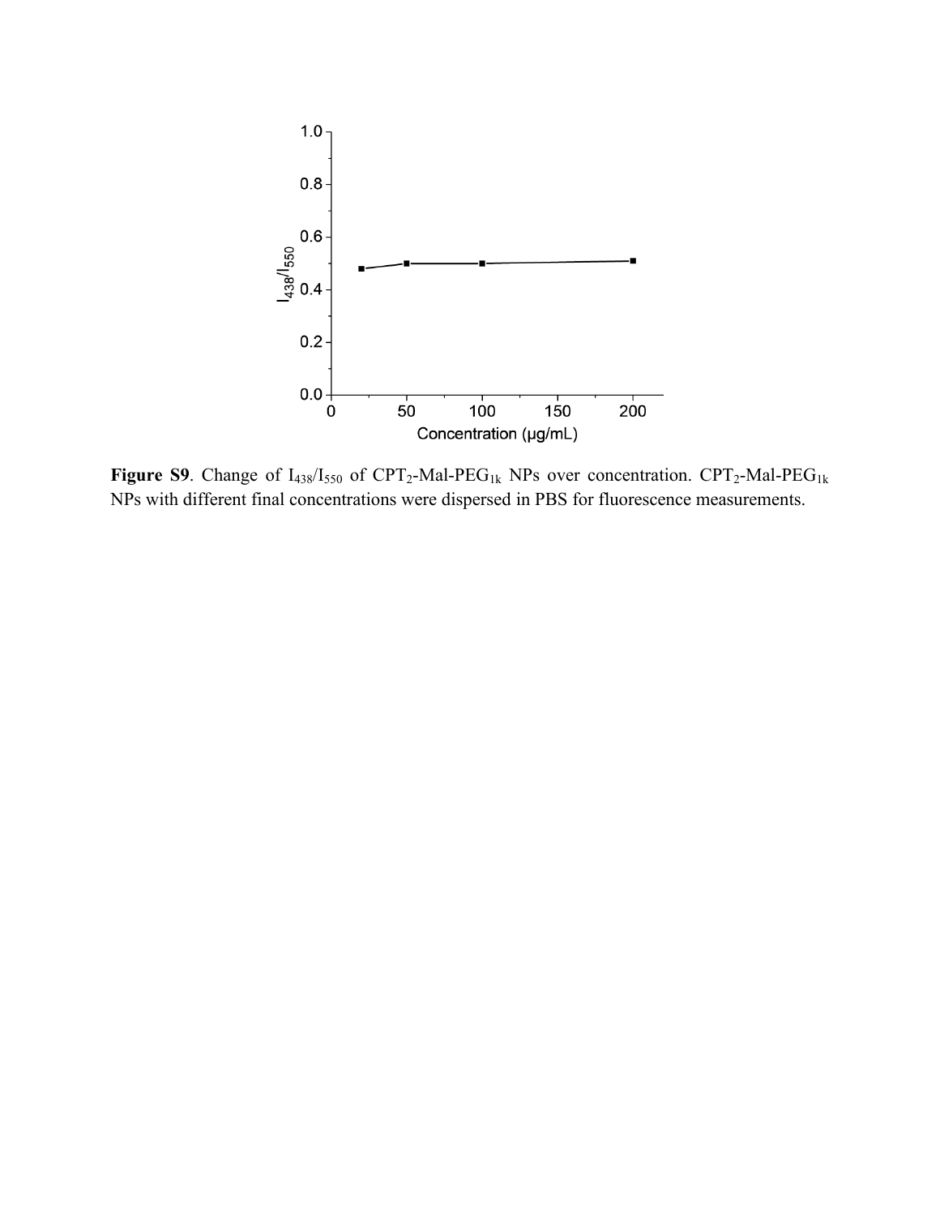**Figure S9**. Change of $I_{438}/I_{550}$ of $CPT_2$-Mal-$PEG_{1k}$ NPs over concentration. $CPT_2$-Mal-$PEG_{1k}$ NPs with different final concentrations were dispersed in PBS for fluorescence measurements.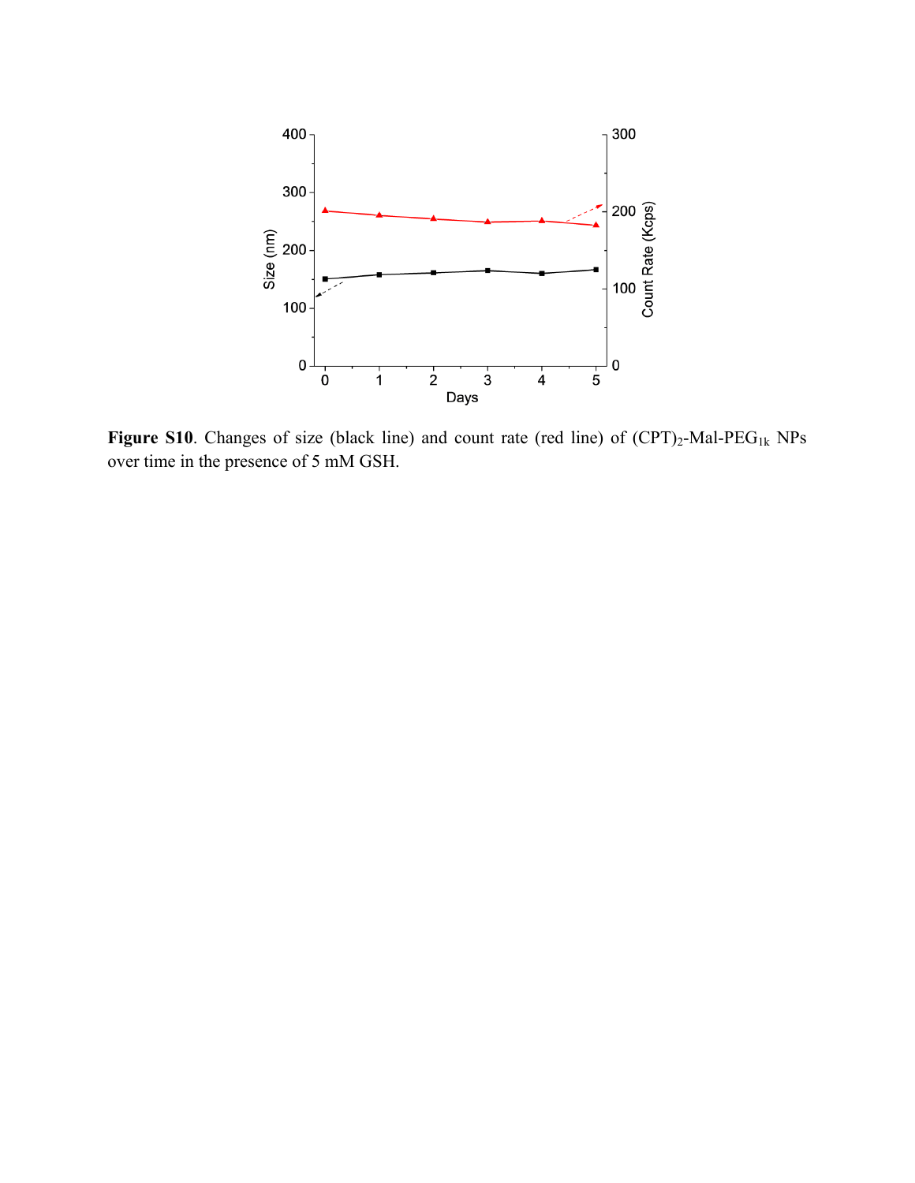**Figure S10**. Changes of size (black line) and count rate (red line) of $(CPT)_2$-Mal-$PEG_{1k}$ NPs over time in the presence of 5 mM GSH.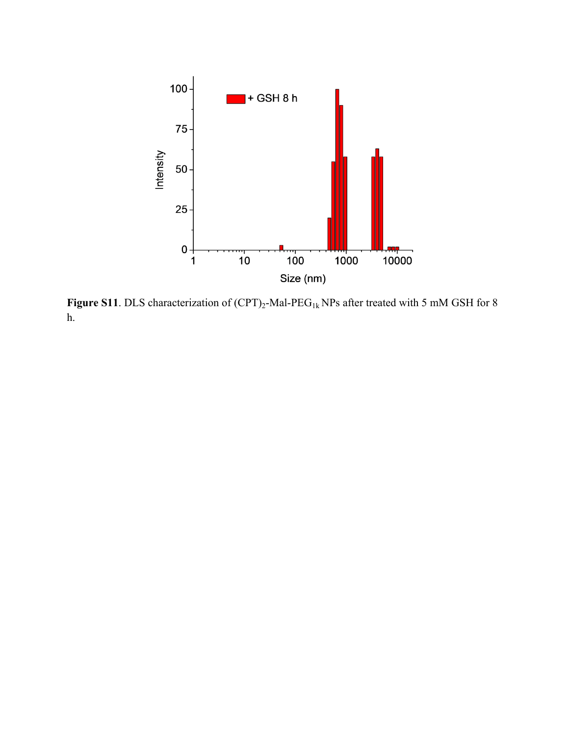**Figure S11**. DLS characterization of $(CPT)_2$-Mal-$PEG_{1k}$ NPs after treated with 5 mM GSH for 8 h.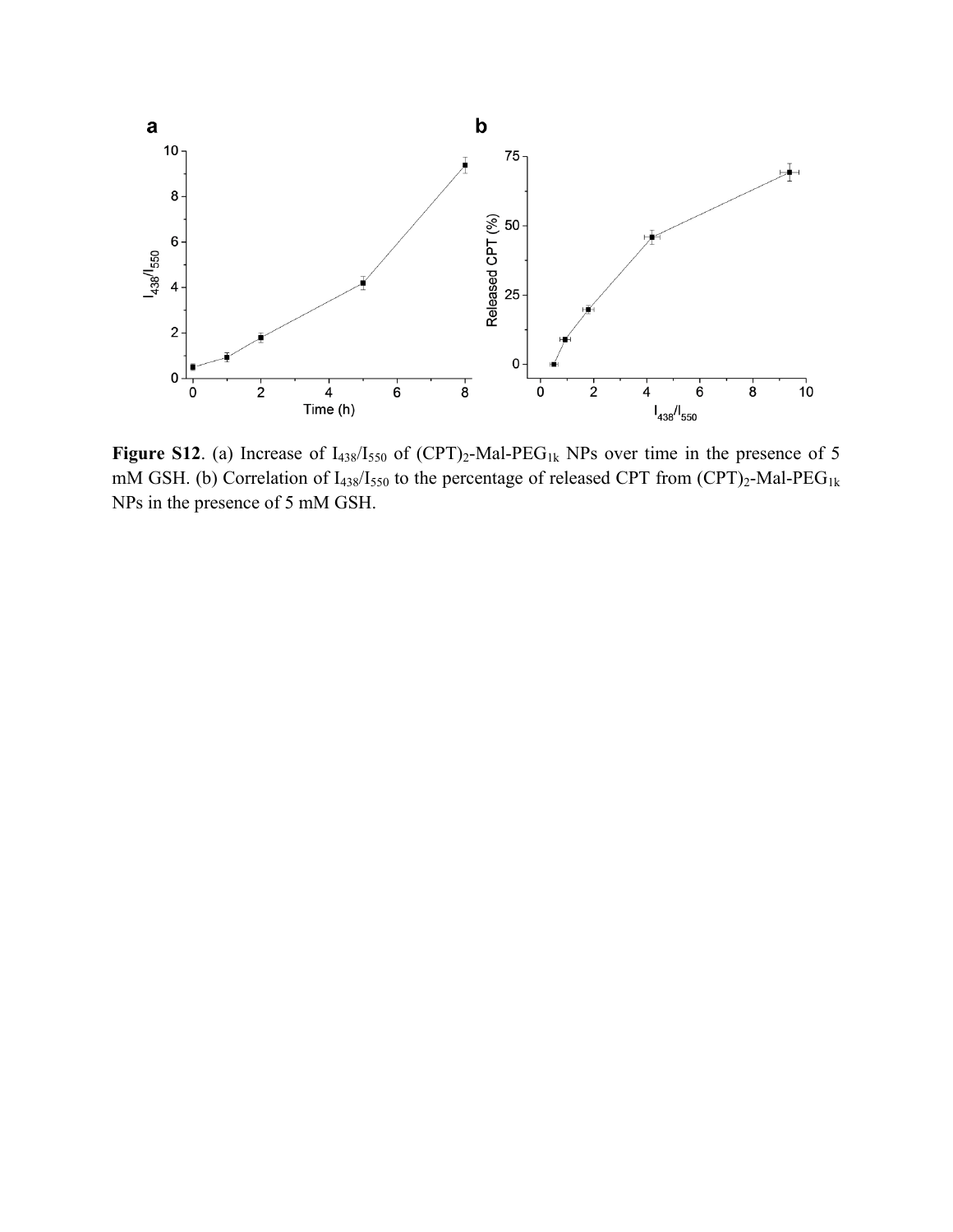**Figure S12**. (a) Increase of $I_{438}/I_{550}$ of $(CPT)_2$-Mal-$PEG_{1k}$ NPs over time in the presence of 5 mM GSH. (b) Correlation of $I_{438}/I_{550}$ to the percentage of released CPT from $(CPT)_2$-Mal-$PEG_{1k}$ NPs in the presence of 5 mM GSH.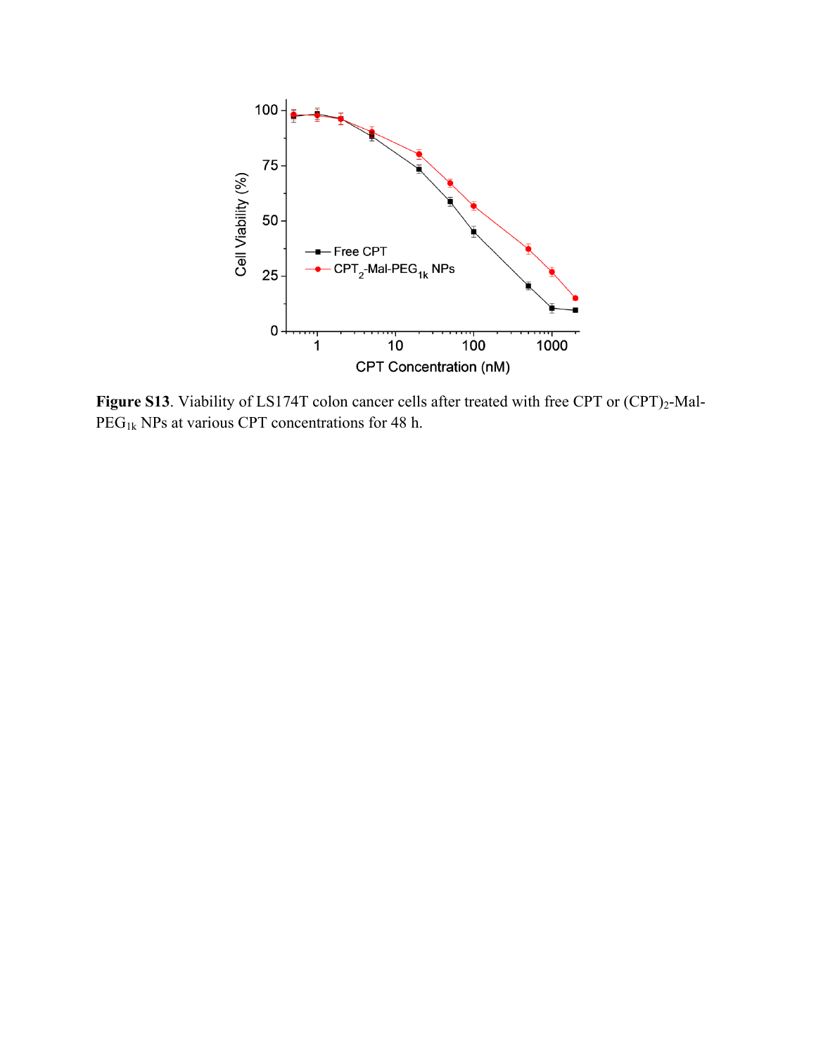**Figure S13**. Viability of LS174T colon cancer cells after treated with free CPT or $(CPT)_2$-Mal-$PEG_{1k}$ NPs at various CPT concentrations for 48 h.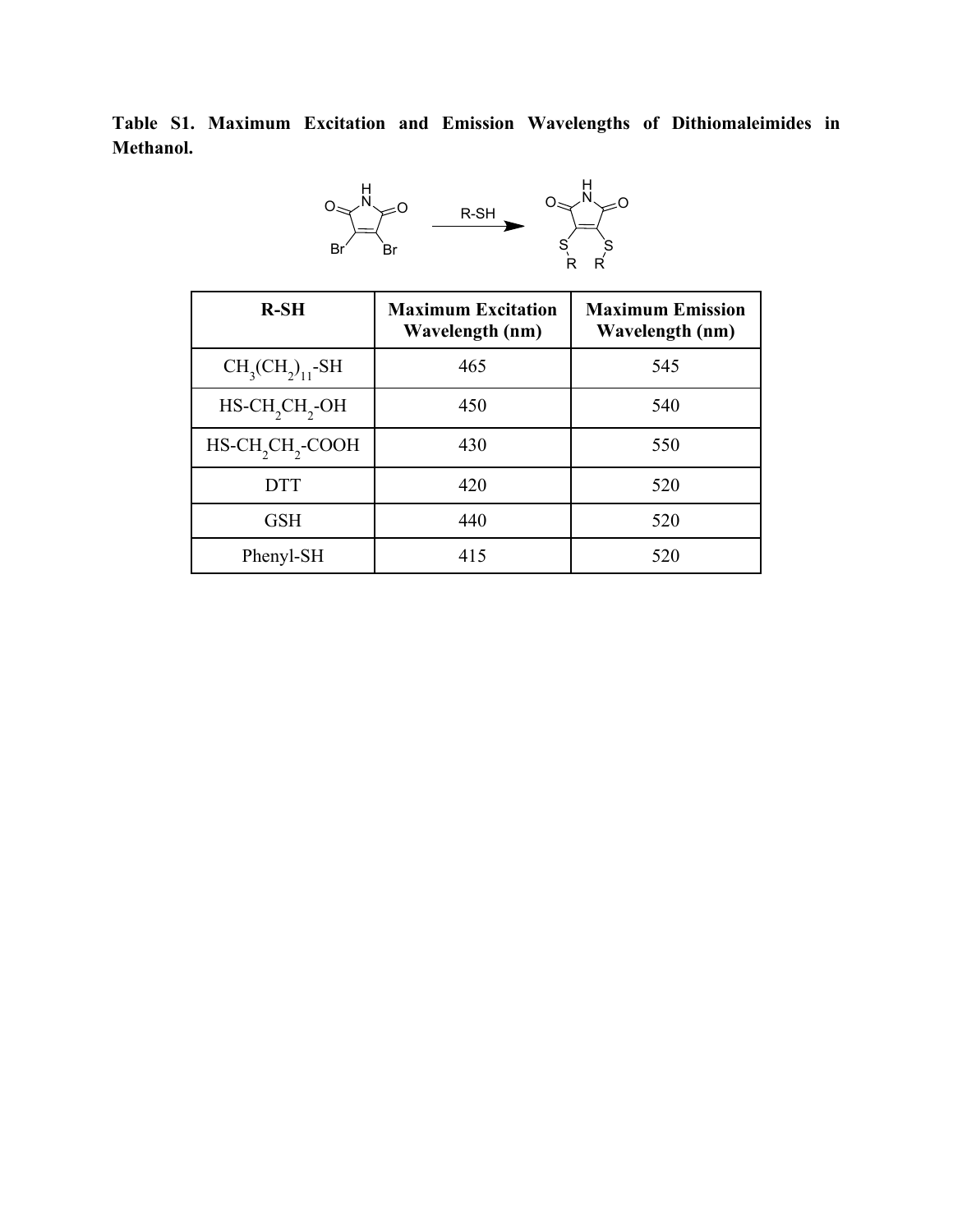**Table S1. Maximum Excitation and Emission Wavelengths of Dithiomaleimides in Methanol.**

| R-SH | Maximum Excitation Wavelength (nm) | Maximum Emission Wavelength (nm) |
|---|---|---|
| $CH_3(CH_2)_{11}$-SH | 465 | 545 |
| HS-$CH_2CH_2$-OH | 450 | 540 |
| HS-$CH_2CH_2$-COOH | 430 | 550 |
| DTT | 420 | 520 |
| GSH | 440 | 520 |
| Phenyl-SH | 415 | 520 |